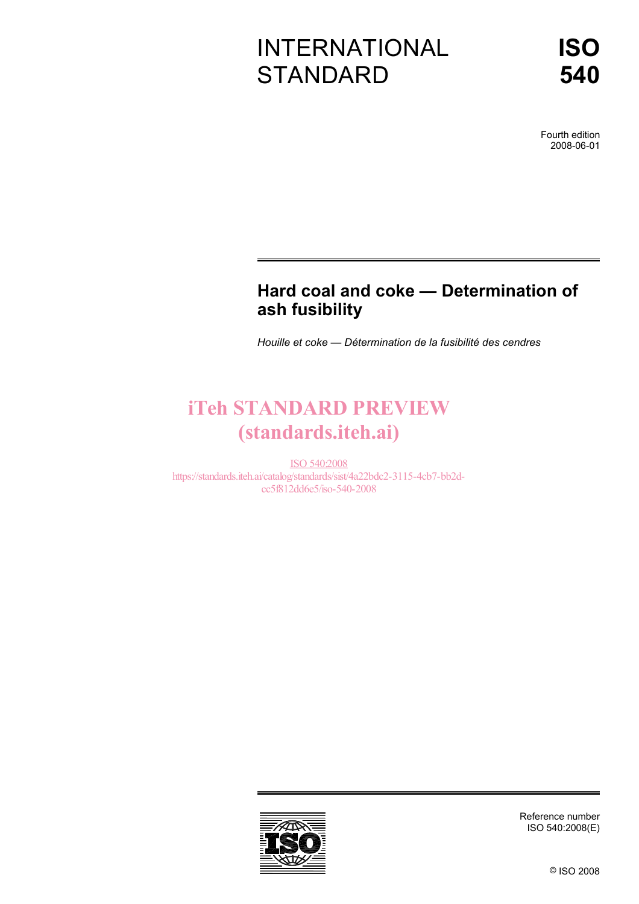# INTERNATIONAL STANDARD

# ISO 540

Fourth edition
2008-06-01

## Hard coal and coke — Determination of ash fusibility

*Houille et coke — Détermination de la fusibilité des cendres*

iTeh STANDARD PREVIEW
(standards.iteh.ai)

ISO 540:2008
https://standards.iteh.ai/catalog/standards/sist/4a22bdc2-3115-4cb7-bb2d-cc5f812dd6e5/iso-540-2008

Reference number
ISO 540:2008(E)

© ISO 2008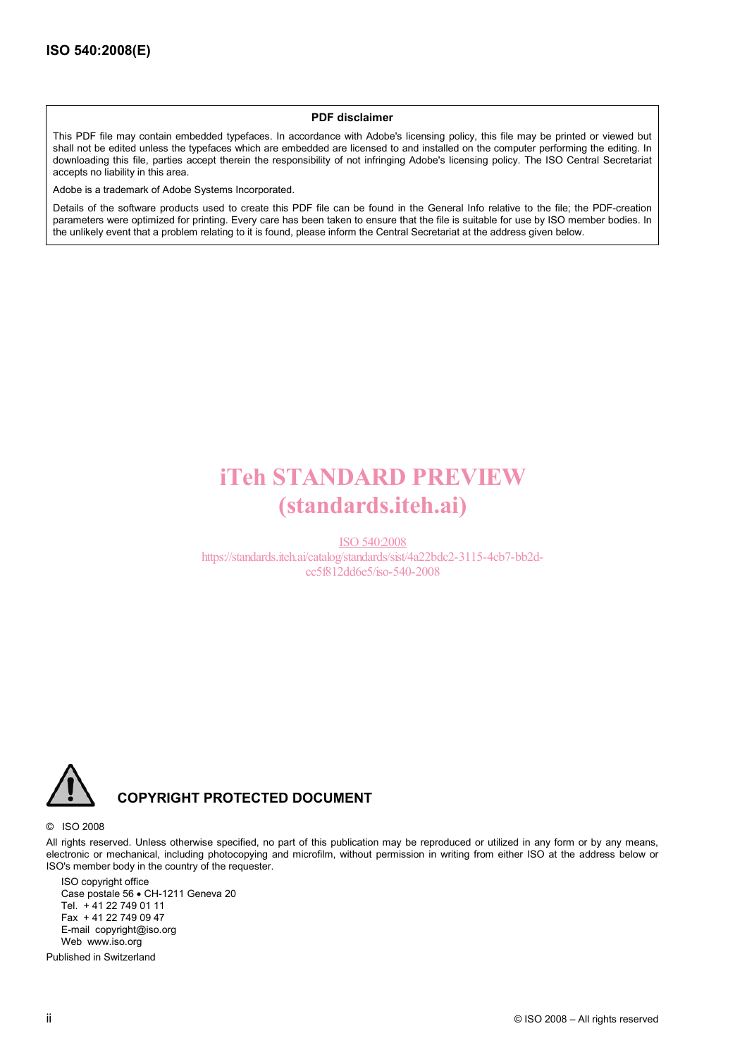**PDF disclaimer**

This PDF file may contain embedded typefaces. In accordance with Adobe's licensing policy, this file may be printed or viewed but shall not be edited unless the typefaces which are embedded are licensed to and installed on the computer performing the editing. In downloading this file, parties accept therein the responsibility of not infringing Adobe's licensing policy. The ISO Central Secretariat accepts no liability in this area.

Adobe is a trademark of Adobe Systems Incorporated.

Details of the software products used to create this PDF file can be found in the General Info relative to the file; the PDF-creation parameters were optimized for printing. Every care has been taken to ensure that the file is suitable for use by ISO member bodies. In the unlikely event that a problem relating to it is found, please inform the Central Secretariat at the address given below.

iTeh STANDARD PREVIEW
(standards.iteh.ai)

ISO 540:2008
https://standards.iteh.ai/catalog/standards/sist/4a22bdc2-3115-4cb7-bb2d-cc5f812dd6e5/iso-540-2008

**COPYRIGHT PROTECTED DOCUMENT**

© ISO 2008

All rights reserved. Unless otherwise specified, no part of this publication may be reproduced or utilized in any form or by any means, electronic or mechanical, including photocopying and microfilm, without permission in writing from either ISO at the address below or ISO's member body in the country of the requester.

ISO copyright office
Case postale 56 • CH-1211 Geneva 20
Tel. + 41 22 749 01 11
Fax + 41 22 749 09 47
E-mail copyright@iso.org
Web www.iso.org

Published in Switzerland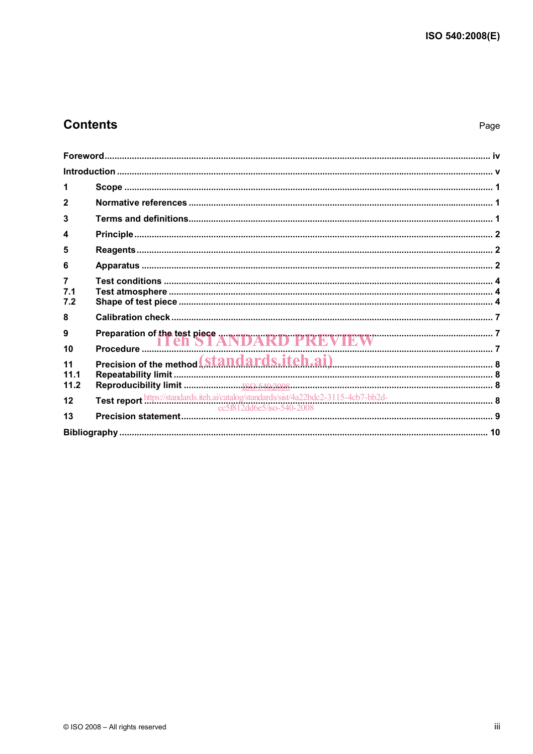## Contents

| | | Page |
|---|---|---|
| Foreword | | iv |
| Introduction | | v |
| 1 | Scope | 1 |
| 2 | Normative references | 1 |
| 3 | Terms and definitions | 1 |
| 4 | Principle | 2 |
| 5 | Reagents | 2 |
| 6 | Apparatus | 2 |
| 7 | Test conditions | 4 |
| 7.1 | Test atmosphere | 4 |
| 7.2 | Shape of test piece | 4 |
| 8 | Calibration check | 7 |
| 9 | Preparation of the test piece | 7 |
| 10 | Procedure | 7 |
| 11 | Precision of the method | 8 |
| 11.1 | Repeatability limit | 8 |
| 11.2 | Reproducibility limit | 8 |
| 12 | Test report | 8 |
| 13 | Precision statement | 9 |
| Bibliography | | 10 |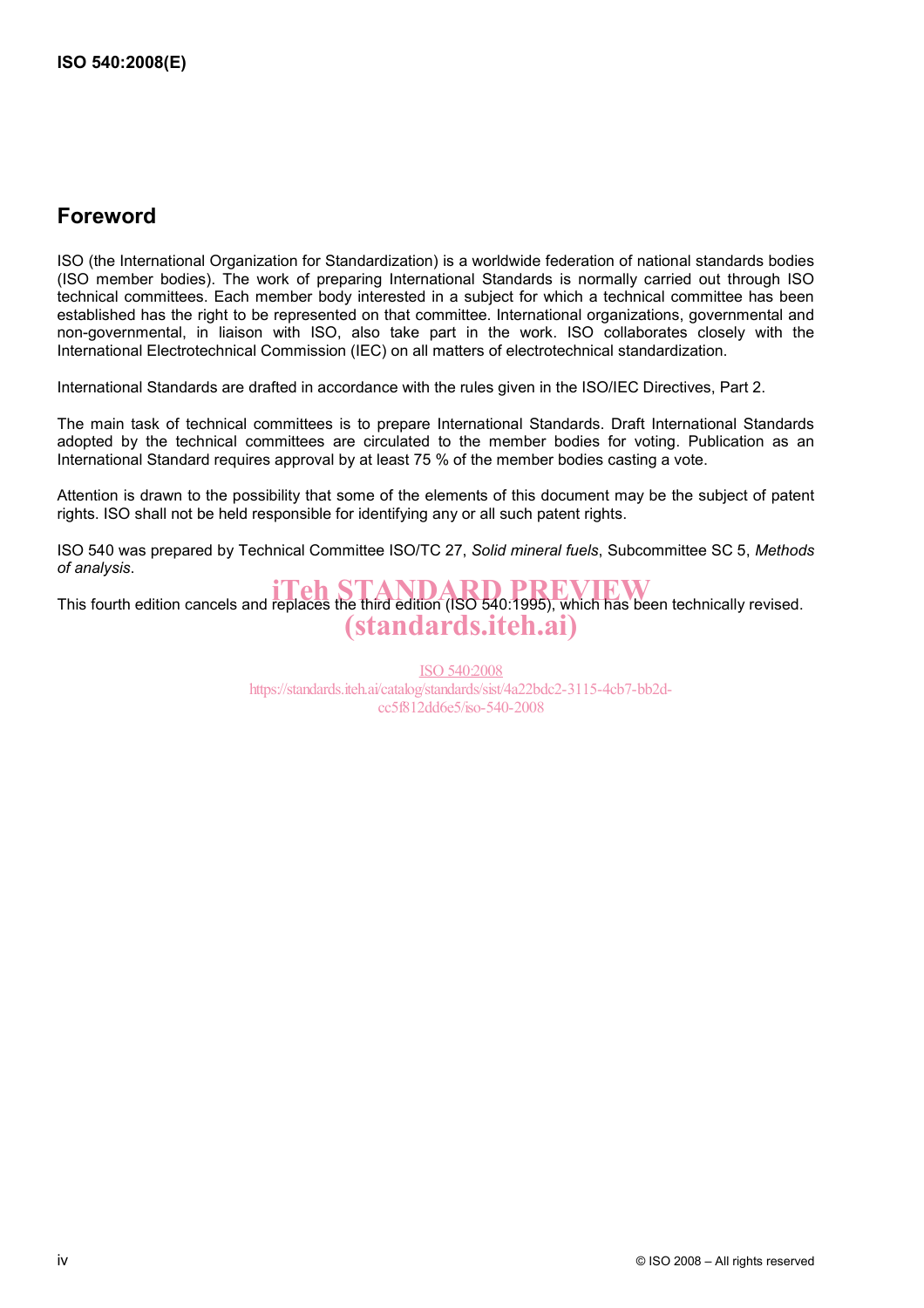## Foreword

ISO (the International Organization for Standardization) is a worldwide federation of national standards bodies (ISO member bodies). The work of preparing International Standards is normally carried out through ISO technical committees. Each member body interested in a subject for which a technical committee has been established has the right to be represented on that committee. International organizations, governmental and non-governmental, in liaison with ISO, also take part in the work. ISO collaborates closely with the International Electrotechnical Commission (IEC) on all matters of electrotechnical standardization.

International Standards are drafted in accordance with the rules given in the ISO/IEC Directives, Part 2.

The main task of technical committees is to prepare International Standards. Draft International Standards adopted by the technical committees are circulated to the member bodies for voting. Publication as an International Standard requires approval by at least 75 % of the member bodies casting a vote.

Attention is drawn to the possibility that some of the elements of this document may be the subject of patent rights. ISO shall not be held responsible for identifying any or all such patent rights.

ISO 540 was prepared by Technical Committee ISO/TC 27, *Solid mineral fuels*, Subcommittee SC 5, *Methods of analysis*.

This fourth edition cancels and replaces the third edition (ISO 540:1995), which has been technically revised.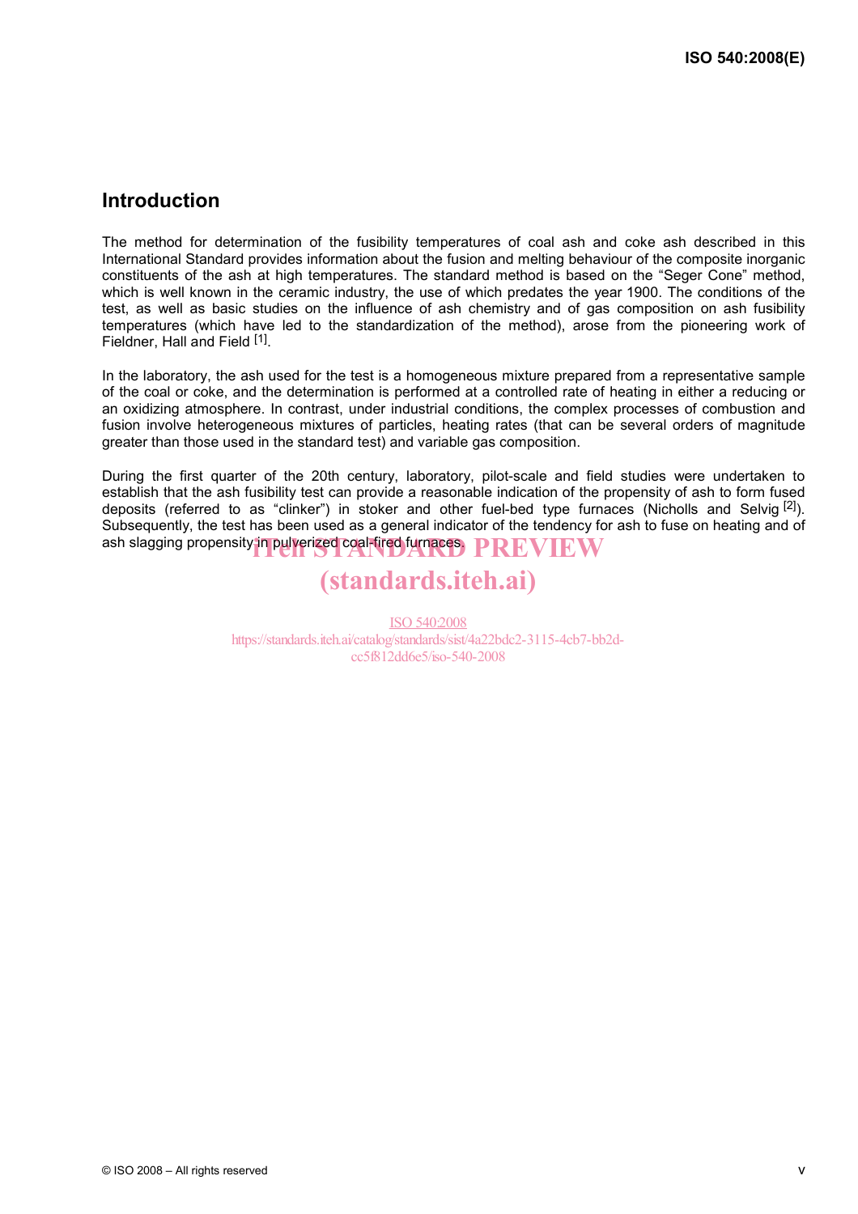## Introduction

The method for determination of the fusibility temperatures of coal ash and coke ash described in this International Standard provides information about the fusion and melting behaviour of the composite inorganic constituents of the ash at high temperatures. The standard method is based on the "Seger Cone" method, which is well known in the ceramic industry, the use of which predates the year 1900. The conditions of the test, as well as basic studies on the influence of ash chemistry and of gas composition on ash fusibility temperatures (which have led to the standardization of the method), arose from the pioneering work of Fieldner, Hall and Field [1].

In the laboratory, the ash used for the test is a homogeneous mixture prepared from a representative sample of the coal or coke, and the determination is performed at a controlled rate of heating in either a reducing or an oxidizing atmosphere. In contrast, under industrial conditions, the complex processes of combustion and fusion involve heterogeneous mixtures of particles, heating rates (that can be several orders of magnitude greater than those used in the standard test) and variable gas composition.

During the first quarter of the 20th century, laboratory, pilot-scale and field studies were undertaken to establish that the ash fusibility test can provide a reasonable indication of the propensity of ash to form fused deposits (referred to as "clinker") in stoker and other fuel-bed type furnaces (Nicholls and Selvig [2]). Subsequently, the test has been used as a general indicator of the tendency for ash to fuse on heating and of ash slagging propensity in pulverized coal-fired furnaces.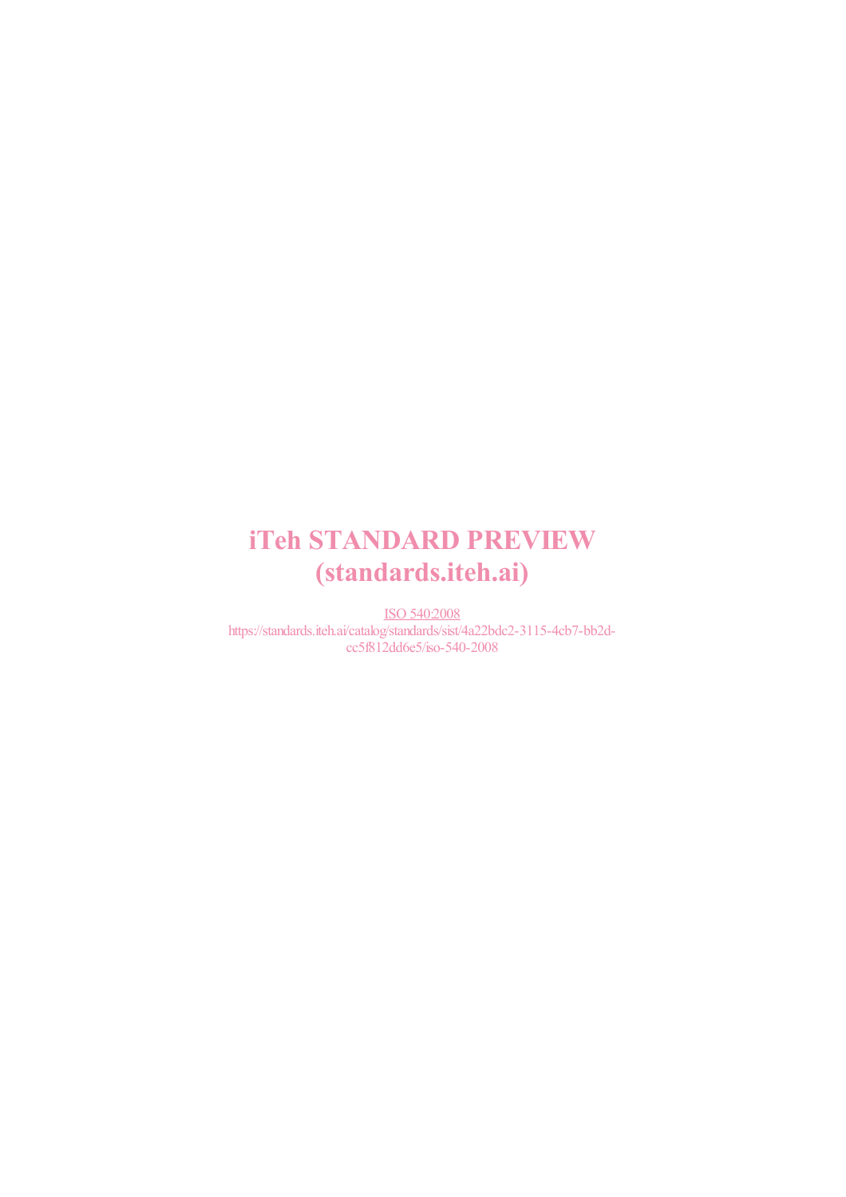iTeh STANDARD PREVIEW
(standards.iteh.ai)

ISO 540:2008
https://standards.iteh.ai/catalog/standards/sist/4a22bdc2-3115-4cb7-bb2d-cc5f812dd6e5/iso-540-2008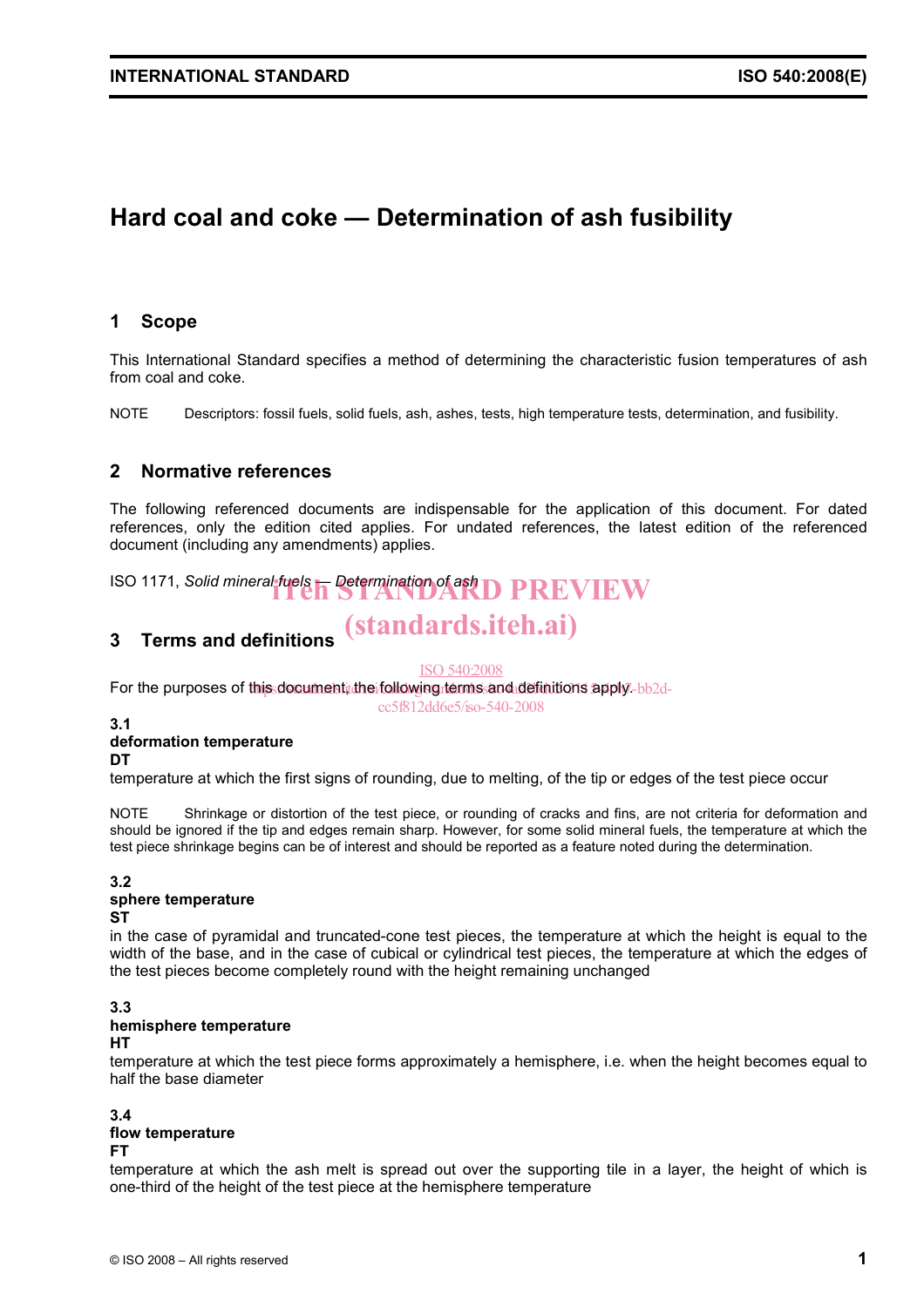# Hard coal and coke — Determination of ash fusibility

## 1 Scope

This International Standard specifies a method of determining the characteristic fusion temperatures of ash from coal and coke.

NOTE Descriptors: fossil fuels, solid fuels, ash, ashes, tests, high temperature tests, determination, and fusibility.

## 2 Normative references

The following referenced documents are indispensable for the application of this document. For dated references, only the edition cited applies. For undated references, the latest edition of the referenced document (including any amendments) applies.

ISO 1171, *Solid mineral fuels — Determination of ash*

## 3 Terms and definitions

For the purposes of this document, the following terms and definitions apply.

**3.1**
**deformation temperature**
**DT**
temperature at which the first signs of rounding, due to melting, of the tip or edges of the test piece occur

NOTE Shrinkage or distortion of the test piece, or rounding of cracks and fins, are not criteria for deformation and should be ignored if the tip and edges remain sharp. However, for some solid mineral fuels, the temperature at which the test piece shrinkage begins can be of interest and should be reported as a feature noted during the determination.

**3.2**
**sphere temperature**
**ST**
in the case of pyramidal and truncated-cone test pieces, the temperature at which the height is equal to the width of the base, and in the case of cubical or cylindrical test pieces, the temperature at which the edges of the test pieces become completely round with the height remaining unchanged

**3.3**
**hemisphere temperature**
**HT**
temperature at which the test piece forms approximately a hemisphere, i.e. when the height becomes equal to half the base diameter

**3.4**
**flow temperature**
**FT**
temperature at which the ash melt is spread out over the supporting tile in a layer, the height of which is one-third of the height of the test piece at the hemisphere temperature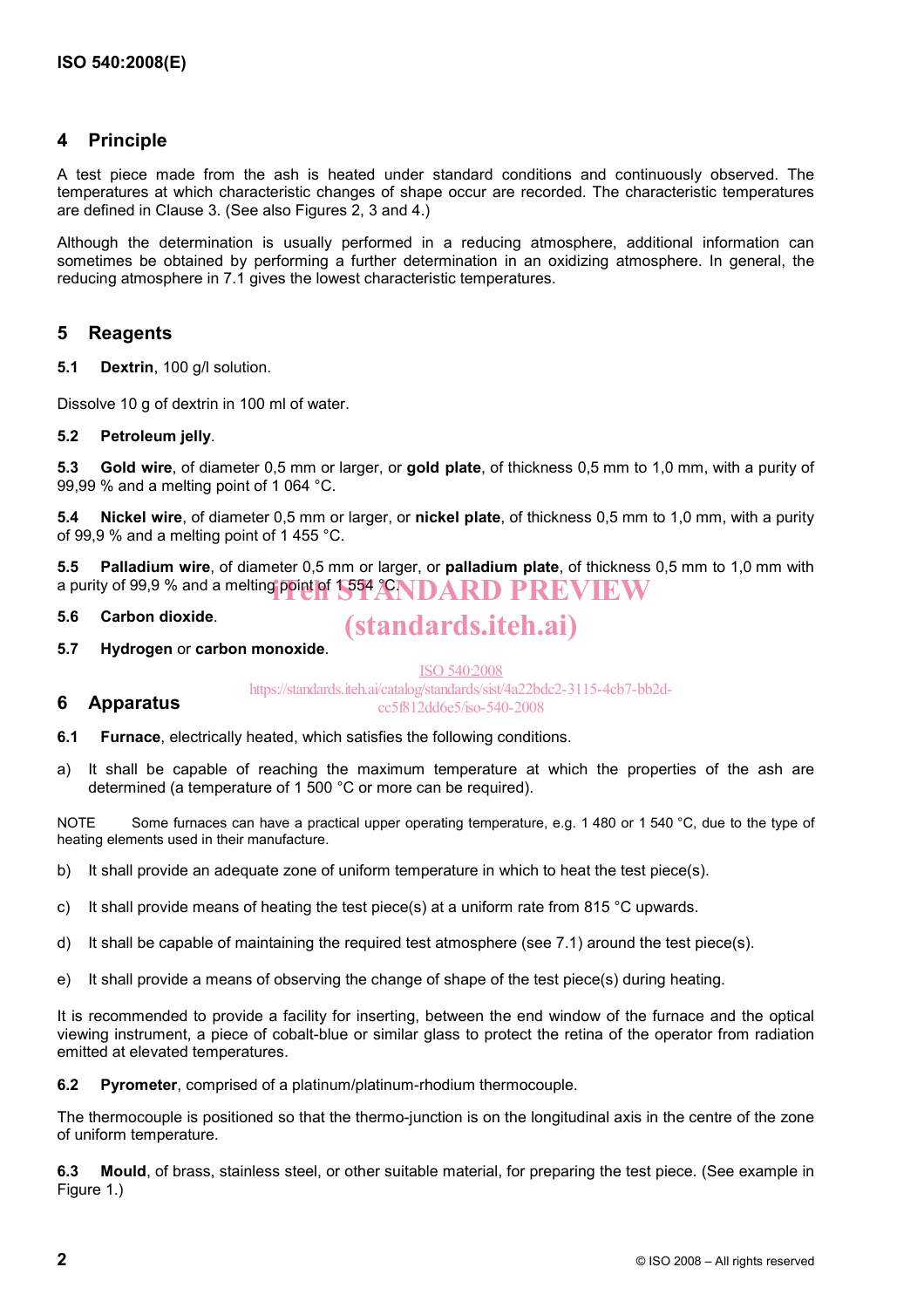## 4 Principle

A test piece made from the ash is heated under standard conditions and continuously observed. The temperatures at which characteristic changes of shape occur are recorded. The characteristic temperatures are defined in Clause 3. (See also Figures 2, 3 and 4.)

Although the determination is usually performed in a reducing atmosphere, additional information can sometimes be obtained by performing a further determination in an oxidizing atmosphere. In general, the reducing atmosphere in 7.1 gives the lowest characteristic temperatures.

## 5 Reagents

**5.1 Dextrin**, 100 g/l solution.

Dissolve 10 g of dextrin in 100 ml of water.

**5.2 Petroleum jelly**.

**5.3 Gold wire**, of diameter 0,5 mm or larger, or **gold plate**, of thickness 0,5 mm to 1,0 mm, with a purity of 99,99 % and a melting point of 1 064 °C.

**5.4 Nickel wire**, of diameter 0,5 mm or larger, or **nickel plate**, of thickness 0,5 mm to 1,0 mm, with a purity of 99,9 % and a melting point of 1 455 °C.

**5.5 Palladium wire**, of diameter 0,5 mm or larger, or **palladium plate**, of thickness 0,5 mm to 1,0 mm with a purity of 99,9 % and a melting point of 1 554 °C.

**5.6 Carbon dioxide**.

**5.7 Hydrogen** or **carbon monoxide**.

## 6 Apparatus

**6.1 Furnace**, electrically heated, which satisfies the following conditions.

a) It shall be capable of reaching the maximum temperature at which the properties of the ash are determined (a temperature of 1 500 °C or more can be required).

NOTE Some furnaces can have a practical upper operating temperature, e.g. 1 480 or 1 540 °C, due to the type of heating elements used in their manufacture.

b) It shall provide an adequate zone of uniform temperature in which to heat the test piece(s).

c) It shall provide means of heating the test piece(s) at a uniform rate from 815 °C upwards.

d) It shall be capable of maintaining the required test atmosphere (see 7.1) around the test piece(s).

e) It shall provide a means of observing the change of shape of the test piece(s) during heating.

It is recommended to provide a facility for inserting, between the end window of the furnace and the optical viewing instrument, a piece of cobalt-blue or similar glass to protect the retina of the operator from radiation emitted at elevated temperatures.

**6.2 Pyrometer**, comprised of a platinum/platinum-rhodium thermocouple.

The thermocouple is positioned so that the thermo-junction is on the longitudinal axis in the centre of the zone of uniform temperature.

**6.3 Mould**, of brass, stainless steel, or other suitable material, for preparing the test piece. (See example in Figure 1.)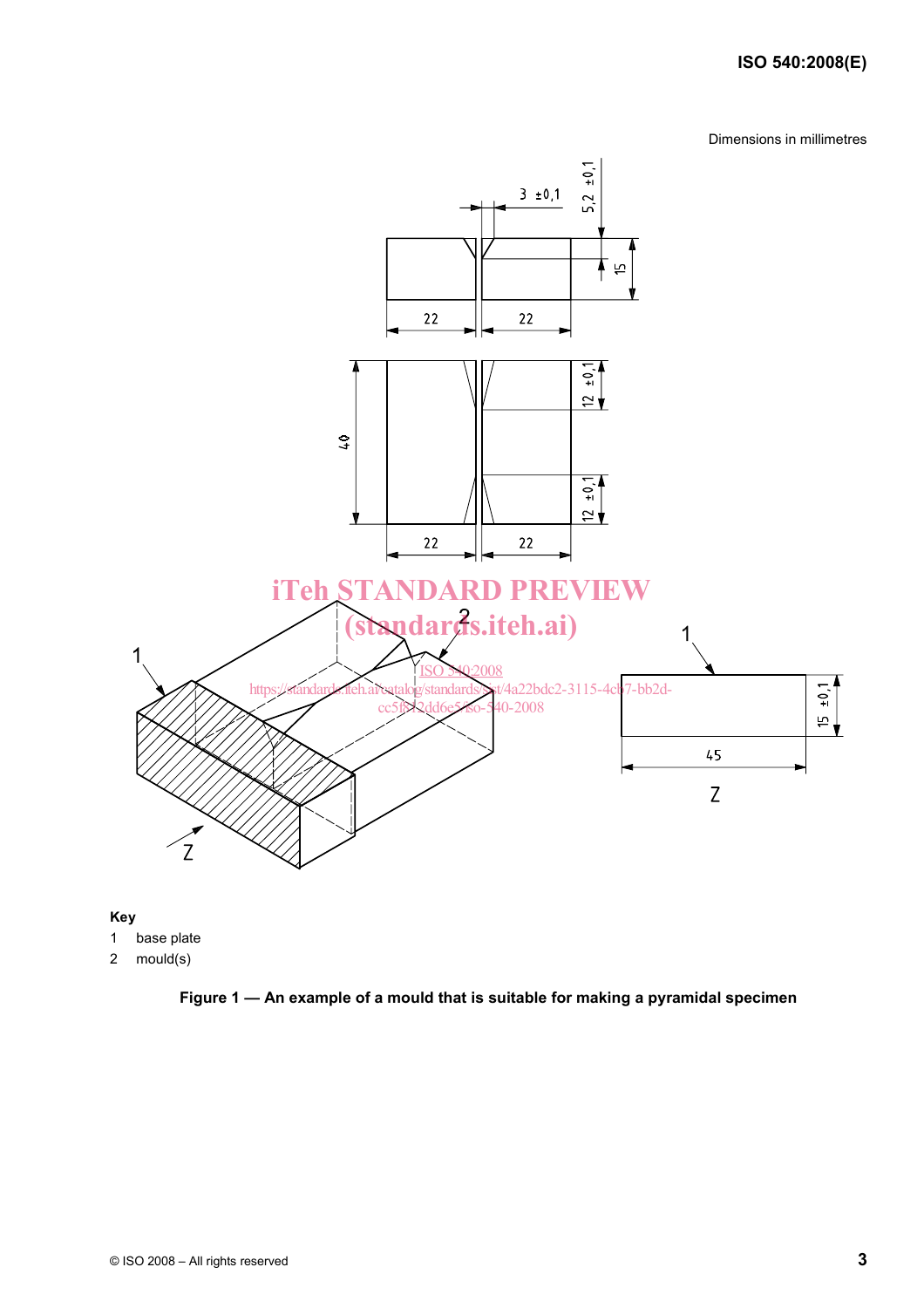Dimensions in millimetres

3 ±0,1

5,2 ±0,1

15

22

22

40

12 ±0,1

12 ±0,1

22

22

1

2

1

15 ±0,1

45

Z

Z

**Key**

1 base plate

2 mould(s)

**Figure 1 — An example of a mould that is suitable for making a pyramidal specimen**